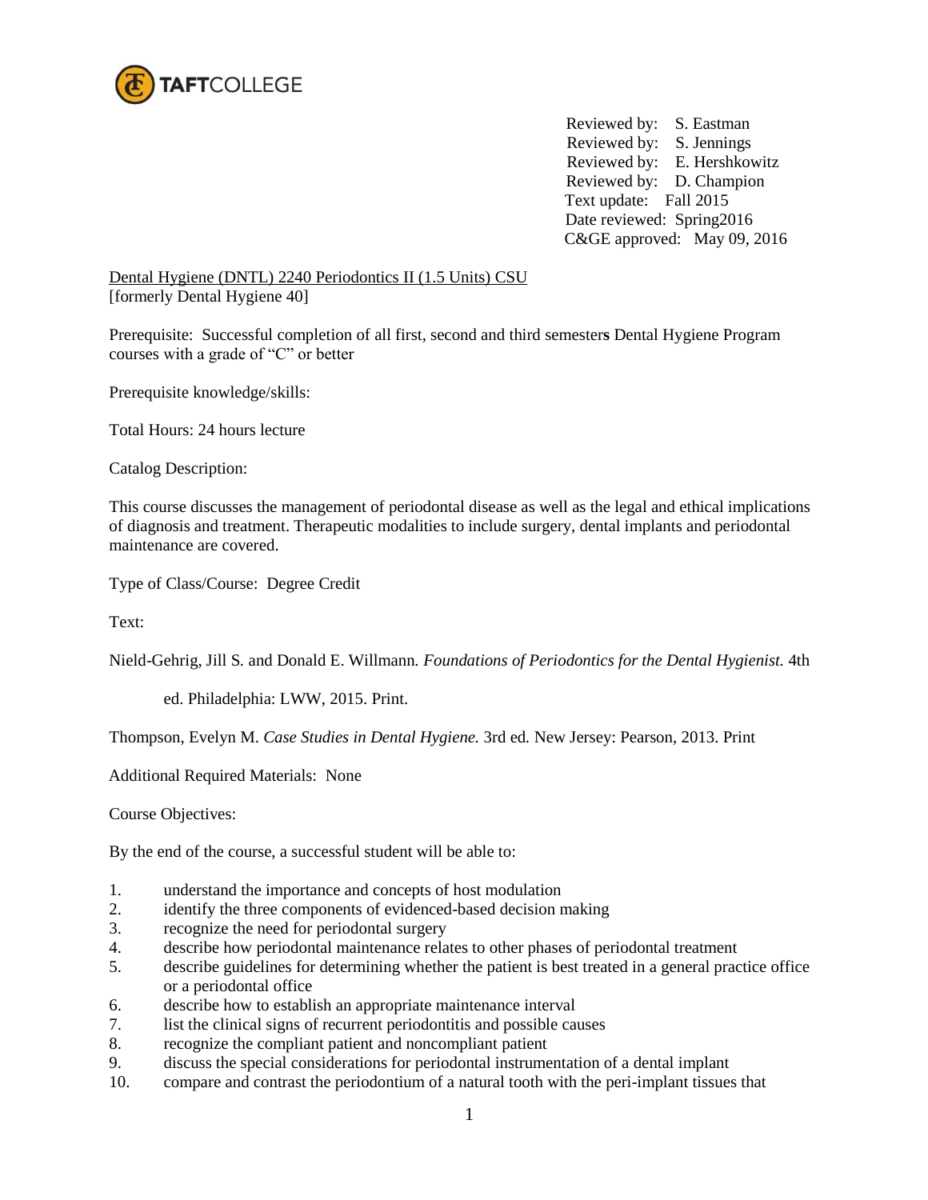TAFTCOLLEGE

Reviewed by: S. Eastman
Reviewed by: S. Jennings
Reviewed by: E. Hershkowitz
Reviewed by: D. Champion
Text update: Fall 2015
Date reviewed: Spring2016
C&GE approved: May 09, 2016

Dental Hygiene (DNTL) 2240 Periodontics II (1.5 Units) CSU
[formerly Dental Hygiene 40]

Prerequisite: Successful completion of all first, second and third semesters Dental Hygiene Program courses with a grade of "C" or better

Prerequisite knowledge/skills:

Total Hours: 24 hours lecture

Catalog Description:

This course discusses the management of periodontal disease as well as the legal and ethical implications of diagnosis and treatment. Therapeutic modalities to include surgery, dental implants and periodontal maintenance are covered.

Type of Class/Course: Degree Credit

Text:

Nield-Gehrig, Jill S. and Donald E. Willmann. *Foundations of Periodontics for the Dental Hygienist.* 4th ed. Philadelphia: LWW, 2015. Print.

Thompson, Evelyn M. *Case Studies in Dental Hygiene.* 3rd ed. New Jersey: Pearson, 2013. Print

Additional Required Materials: None

Course Objectives:

By the end of the course, a successful student will be able to:

1. understand the importance and concepts of host modulation
2. identify the three components of evidenced-based decision making
3. recognize the need for periodontal surgery
4. describe how periodontal maintenance relates to other phases of periodontal treatment
5. describe guidelines for determining whether the patient is best treated in a general practice office or a periodontal office
6. describe how to establish an appropriate maintenance interval
7. list the clinical signs of recurrent periodontitis and possible causes
8. recognize the compliant patient and noncompliant patient
9. discuss the special considerations for periodontal instrumentation of a dental implant
10. compare and contrast the periodontium of a natural tooth with the peri-implant tissues that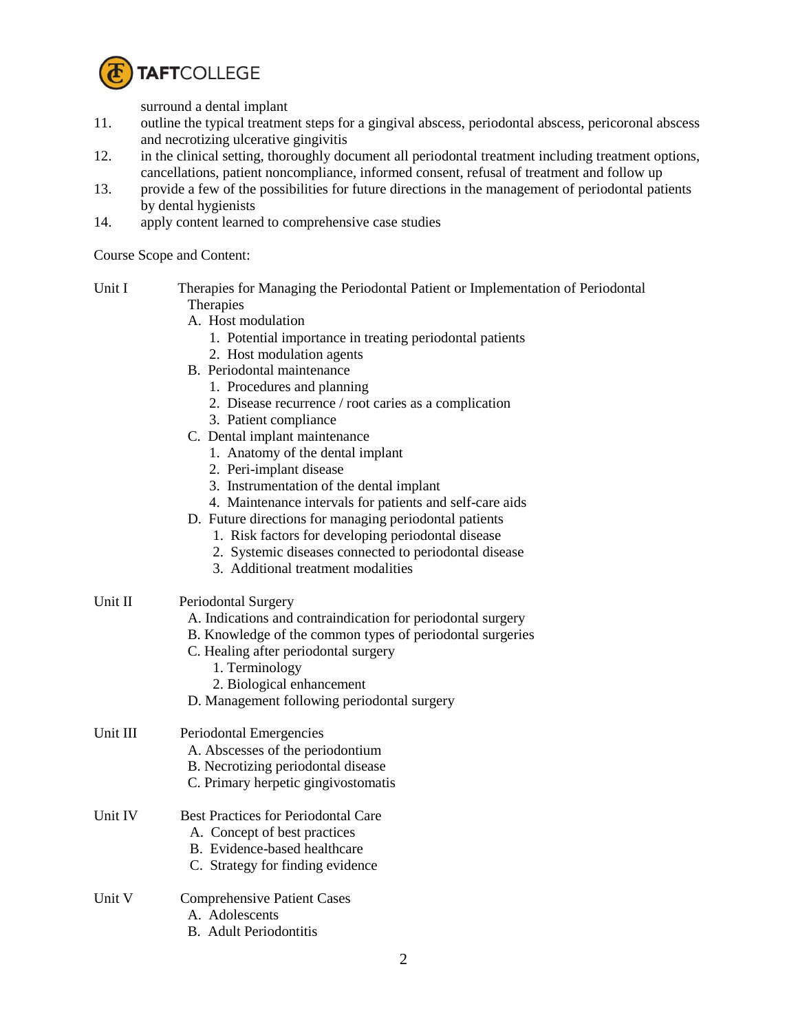surround a dental implant

11. outline the typical treatment steps for a gingival abscess, periodontal abscess, pericoronal abscess and necrotizing ulcerative gingivitis
12. in the clinical setting, thoroughly document all periodontal treatment including treatment options, cancellations, patient noncompliance, informed consent, refusal of treatment and follow up
13. provide a few of the possibilities for future directions in the management of periodontal patients by dental hygienists
14. apply content learned to comprehensive case studies

Course Scope and Content:

Unit I Therapies for Managing the Periodontal Patient or Implementation of Periodontal Therapies

- A. Host modulation
  1. Potential importance in treating periodontal patients
  2. Host modulation agents
- B. Periodontal maintenance
  1. Procedures and planning
  2. Disease recurrence / root caries as a complication
  3. Patient compliance
- C. Dental implant maintenance
  1. Anatomy of the dental implant
  2. Peri-implant disease
  3. Instrumentation of the dental implant
  4. Maintenance intervals for patients and self-care aids
- D. Future directions for managing periodontal patients
  1. Risk factors for developing periodontal disease
  2. Systemic diseases connected to periodontal disease
  3. Additional treatment modalities

Unit II Periodontal Surgery

- A. Indications and contraindication for periodontal surgery
- B. Knowledge of the common types of periodontal surgeries
- C. Healing after periodontal surgery
  1. Terminology
  2. Biological enhancement
- D. Management following periodontal surgery

Unit III Periodontal Emergencies

- A. Abscesses of the periodontium
- B. Necrotizing periodontal disease
- C. Primary herpetic gingivostomatis

Unit IV Best Practices for Periodontal Care

- A. Concept of best practices
- B. Evidence-based healthcare
- C. Strategy for finding evidence

Unit V Comprehensive Patient Cases

- A. Adolescents
- B. Adult Periodontitis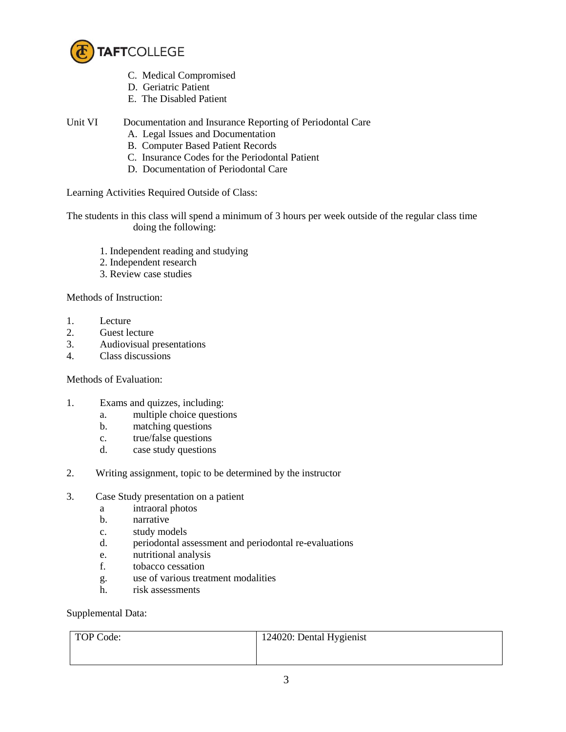C. Medical Compromised
D. Geriatric Patient
E. The Disabled Patient

Unit VI Documentation and Insurance Reporting of Periodontal Care
A. Legal Issues and Documentation
B. Computer Based Patient Records
C. Insurance Codes for the Periodontal Patient
D. Documentation of Periodontal Care

Learning Activities Required Outside of Class:

The students in this class will spend a minimum of 3 hours per week outside of the regular class time doing the following:

1. Independent reading and studying
2. Independent research
3. Review case studies

Methods of Instruction:

1. Lecture
2. Guest lecture
3. Audiovisual presentations
4. Class discussions

Methods of Evaluation:

1. Exams and quizzes, including:
   a. multiple choice questions
   b. matching questions
   c. true/false questions
   d. case study questions

2. Writing assignment, topic to be determined by the instructor

3. Case Study presentation on a patient
   a intraoral photos
   b. narrative
   c. study models
   d. periodontal assessment and periodontal re-evaluations
   e. nutritional analysis
   f. tobacco cessation
   g. use of various treatment modalities
   h. risk assessments

Supplemental Data:

| TOP Code: | 124020: Dental Hygienist |
|---|---|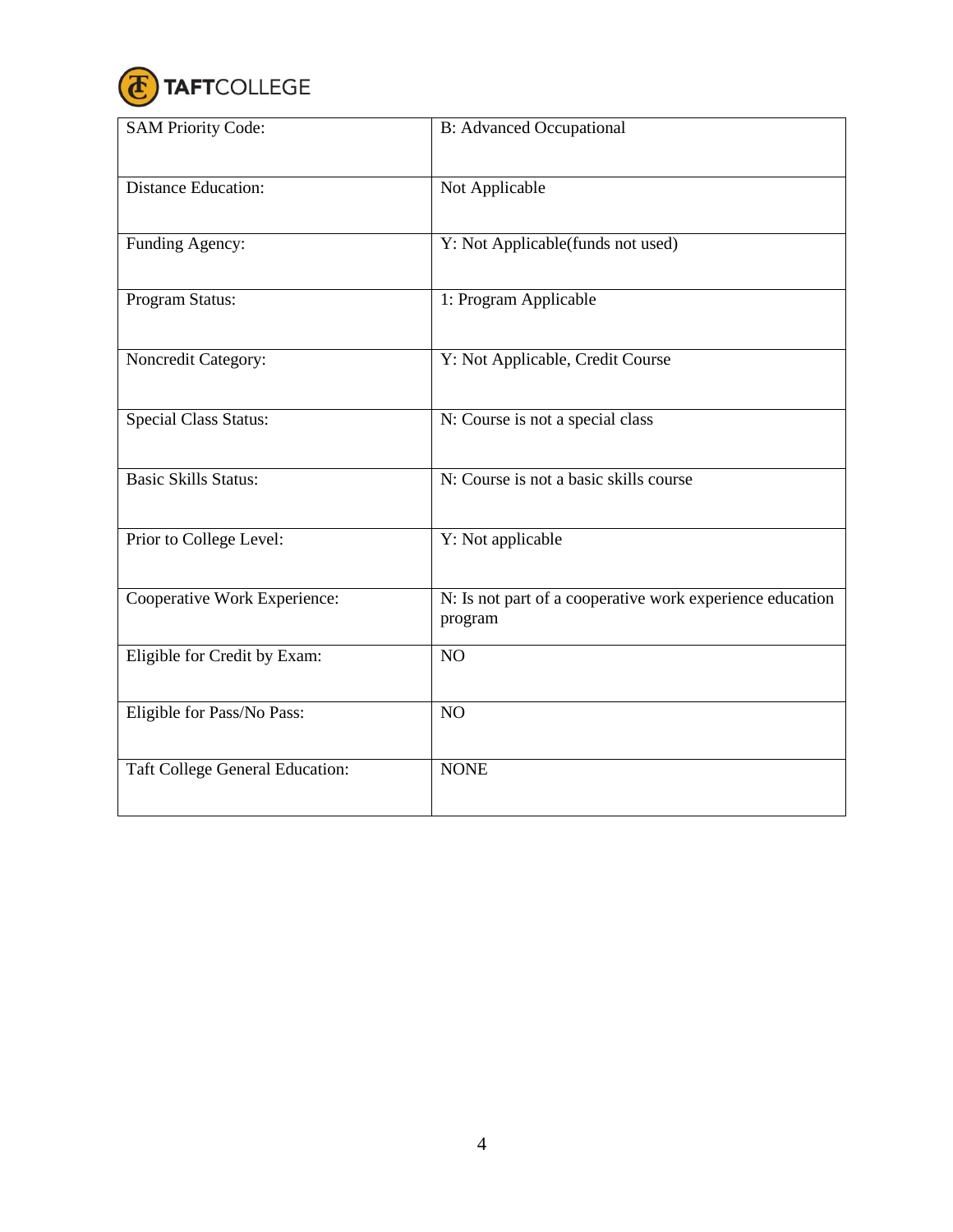| | |
|---|---|
| SAM Priority Code: | B: Advanced Occupational |
| Distance Education: | Not Applicable |
| Funding Agency: | Y: Not Applicable(funds not used) |
| Program Status: | 1: Program Applicable |
| Noncredit Category: | Y: Not Applicable, Credit Course |
| Special Class Status: | N: Course is not a special class |
| Basic Skills Status: | N: Course is not a basic skills course |
| Prior to College Level: | Y: Not applicable |
| Cooperative Work Experience: | N: Is not part of a cooperative work experience education program |
| Eligible for Credit by Exam: | NO |
| Eligible for Pass/No Pass: | NO |
| Taft College General Education: | NONE |